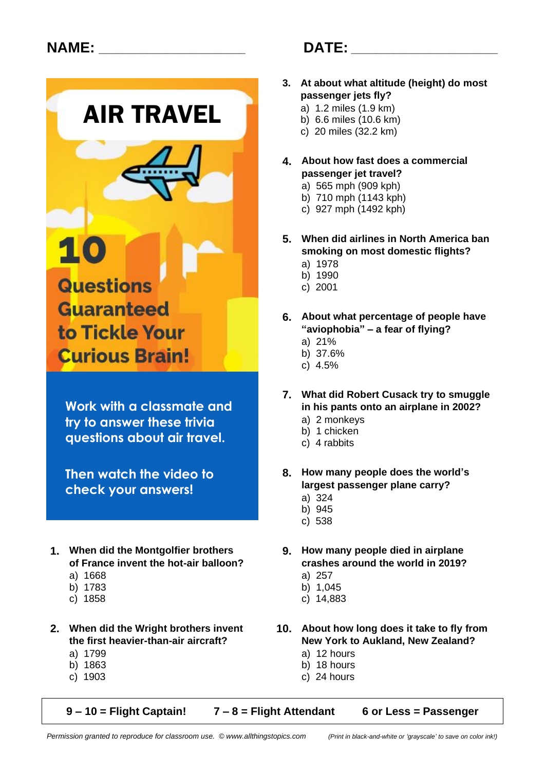NAME: ____________________ DATE: ____________________

# AIR TRAVEL

## 10 Questions Guaranteed to Tickle Your Curious Brain!

Work with a classmate and try to answer these trivia questions about air travel.

Then watch the video to check your answers!

1. **When did the Montgolfier brothers of France invent the hot-air balloon?**
   a) 1668
   b) 1783
   c) 1858

2. **When did the Wright brothers invent the first heavier-than-air aircraft?**
   a) 1799
   b) 1863
   c) 1903

3. **At about what altitude (height) do most passenger jets fly?**
   a) 1.2 miles (1.9 km)
   b) 6.6 miles (10.6 km)
   c) 20 miles (32.2 km)

4. **About how fast does a commercial passenger jet travel?**
   a) 565 mph (909 kph)
   b) 710 mph (1143 kph)
   c) 927 mph (1492 kph)

5. **When did airlines in North America ban smoking on most domestic flights?**
   a) 1978
   b) 1990
   c) 2001

6. **About what percentage of people have "aviophobia" – a fear of flying?**
   a) 21%
   b) 37.6%
   c) 4.5%

7. **What did Robert Cusack try to smuggle in his pants onto an airplane in 2002?**
   a) 2 monkeys
   b) 1 chicken
   c) 4 rabbits

8. **How many people does the world's largest passenger plane carry?**
   a) 324
   b) 945
   c) 538

9. **How many people died in airplane crashes around the world in 2019?**
   a) 257
   b) 1,045
   c) 14,883

10. **About how long does it take to fly from New York to Aukland, New Zealand?**
    a) 12 hours
    b) 18 hours
    c) 24 hours

**9 – 10 = Flight Captain!** **7 – 8 = Flight Attendant** **6 or Less = Passenger**

*Permission granted to reproduce for classroom use. © www.allthingstopics.com* *(Print in black-and-white or 'grayscale' to save on color ink!)*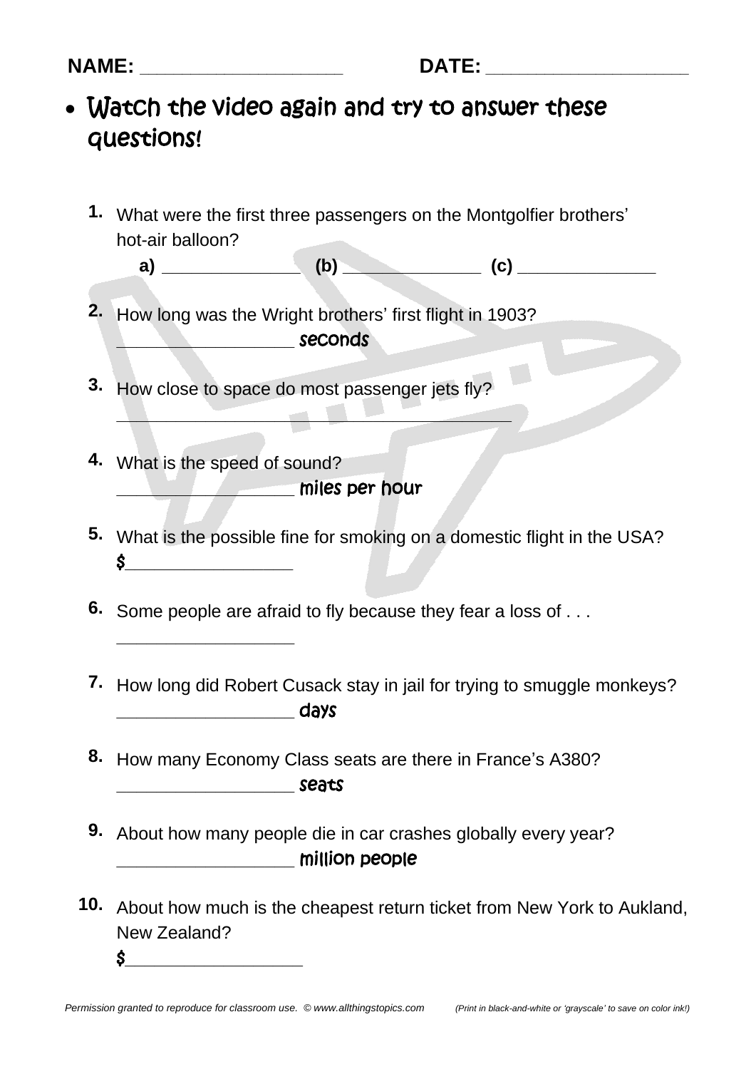NAME: ___________________ DATE: ___________________

- Watch the video again and try to answer these questions!

1. What were the first three passengers on the Montgolfier brothers' hot-air balloon?
   a) ______________ (b) ______________ (c) ______________

2. How long was the Wright brothers' first flight in 1903?
   _________________ seconds

3. How close to space do most passenger jets fly?
   ________________________________________

4. What is the speed of sound?
   _________________ miles per hour

5. What is the possible fine for smoking on a domestic flight in the USA?
   $_________________

6. Some people are afraid to fly because they fear a loss of . . .
   _________________

7. How long did Robert Cusack stay in jail for trying to smuggle monkeys?
   _________________ days

8. How many Economy Class seats are there in France's A380?
   _________________ seats

9. About how many people die in car crashes globally every year?
   _________________ million people

10. About how much is the cheapest return ticket from New York to Aukland, New Zealand?
    $__________________

*Permission granted to reproduce for classroom use. © www.allthingstopics.com* *(Print in black-and-white or 'grayscale' to save on color ink!)*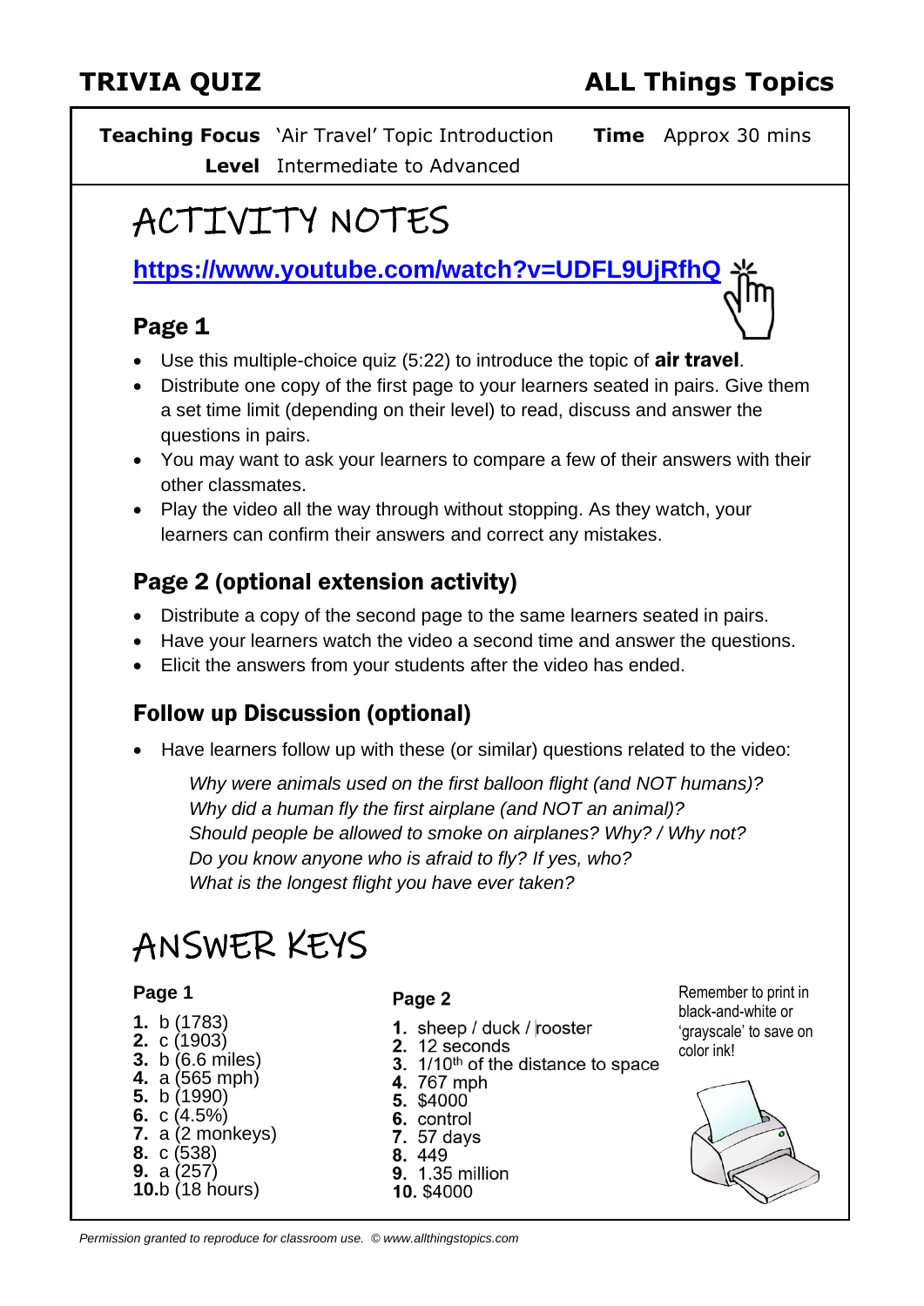**TRIVIA QUIZ** **ALL Things Topics**

**Teaching Focus** 'Air Travel' Topic Introduction **Time** Approx 30 mins
**Level** Intermediate to Advanced

# ACTIVITY NOTES

**https://www.youtube.com/watch?v=UDFL9UjRfhQ**

## Page 1

- Use this multiple-choice quiz (5:22) to introduce the topic of **air travel**.
- Distribute one copy of the first page to your learners seated in pairs. Give them a set time limit (depending on their level) to read, discuss and answer the questions in pairs.
- You may want to ask your learners to compare a few of their answers with their other classmates.
- Play the video all the way through without stopping. As they watch, your learners can confirm their answers and correct any mistakes.

## Page 2 (optional extension activity)

- Distribute a copy of the second page to the same learners seated in pairs.
- Have your learners watch the video a second time and answer the questions.
- Elicit the answers from your students after the video has ended.

## Follow up Discussion (optional)

- Have learners follow up with these (or similar) questions related to the video:

*Why were animals used on the first balloon flight (and NOT humans)?*
*Why did a human fly the first airplane (and NOT an animal)?*
*Should people be allowed to smoke on airplanes? Why? / Why not?*
*Do you know anyone who is afraid to fly? If yes, who?*
*What is the longest flight you have ever taken?*

# ANSWER KEYS

**Page 1**

**1.** b (1783)
**2.** c (1903)
**3.** b (6.6 miles)
**4.** a (565 mph)
**5.** b (1990)
**6.** c (4.5%)
**7.** a (2 monkeys)
**8.** c (538)
**9.** a (257)
**10.** b (18 hours)

**Page 2**

**1.** sheep / duck / rooster
**2.** 12 seconds
**3.** 1/10th of the distance to space
**4.** 767 mph
**5.** $4000
**6.** control
**7.** 57 days
**8.** 449
**9.** 1.35 million
**10.** $4000

Remember to print in black-and-white or 'grayscale' to save on color ink!

*Permission granted to reproduce for classroom use. © www.allthingstopics.com*